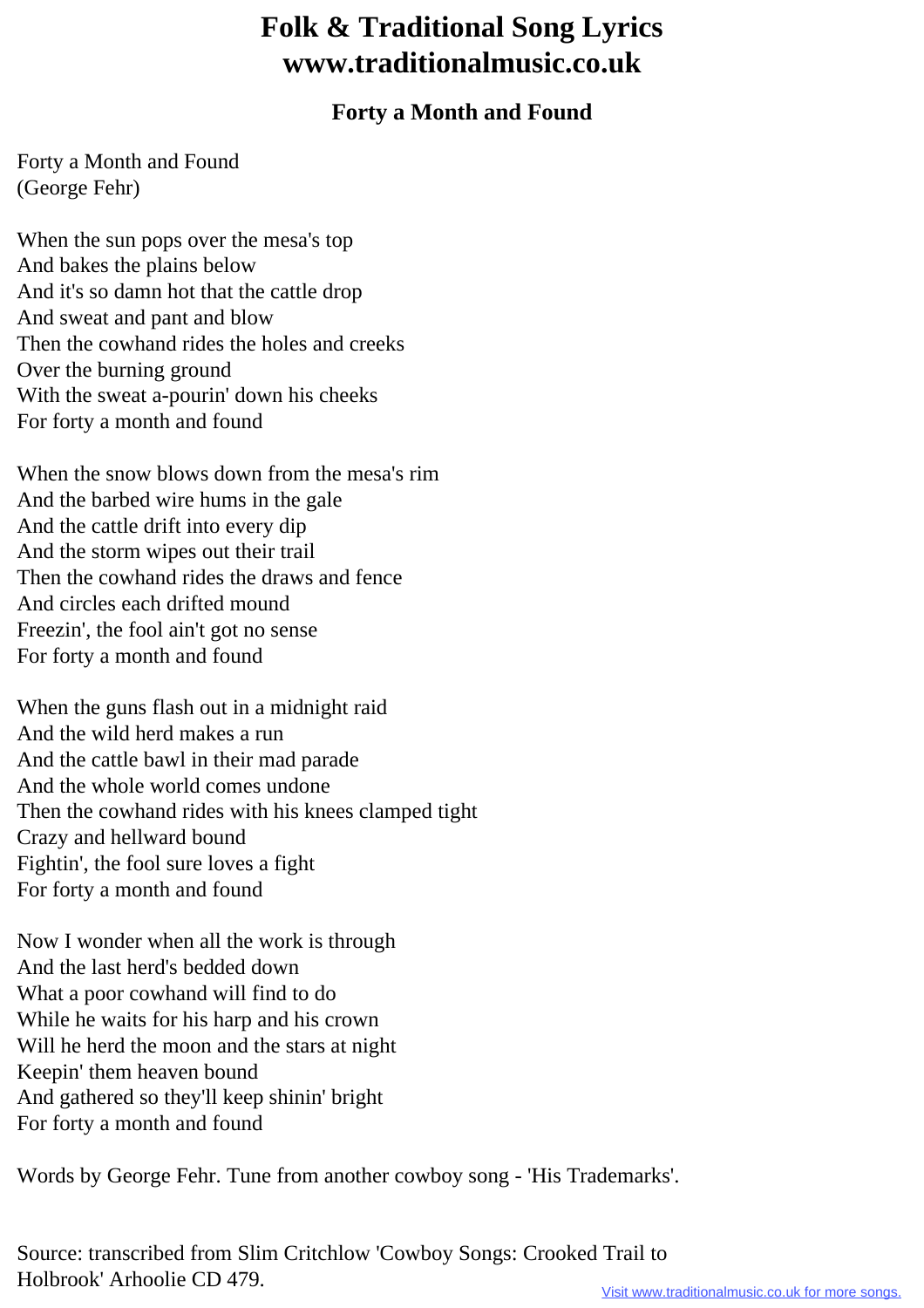# Folk & Traditional Song Lyrics
# www.traditionalmusic.co.uk

### Forty a Month and Found

Forty a Month and Found
(George Fehr)

When the sun pops over the mesa's top
And bakes the plains below
And it's so damn hot that the cattle drop
And sweat and pant and blow
Then the cowhand rides the holes and creeks
Over the burning ground
With the sweat a-pourin' down his cheeks
For forty a month and found

When the snow blows down from the mesa's rim
And the barbed wire hums in the gale
And the cattle drift into every dip
And the storm wipes out their trail
Then the cowhand rides the draws and fence
And circles each drifted mound
Freezin', the fool ain't got no sense
For forty a month and found

When the guns flash out in a midnight raid
And the wild herd makes a run
And the cattle bawl in their mad parade
And the whole world comes undone
Then the cowhand rides with his knees clamped tight
Crazy and hellward bound
Fightin', the fool sure loves a fight
For forty a month and found

Now I wonder when all the work is through
And the last herd's bedded down
What a poor cowhand will find to do
While he waits for his harp and his crown
Will he herd the moon and the stars at night
Keepin' them heaven bound
And gathered so they'll keep shinin' bright
For forty a month and found

Words by George Fehr. Tune from another cowboy song - 'His Trademarks'.

Source: transcribed from Slim Critchlow 'Cowboy Songs: Crooked Trail to Holbrook' Arhoolie CD 479.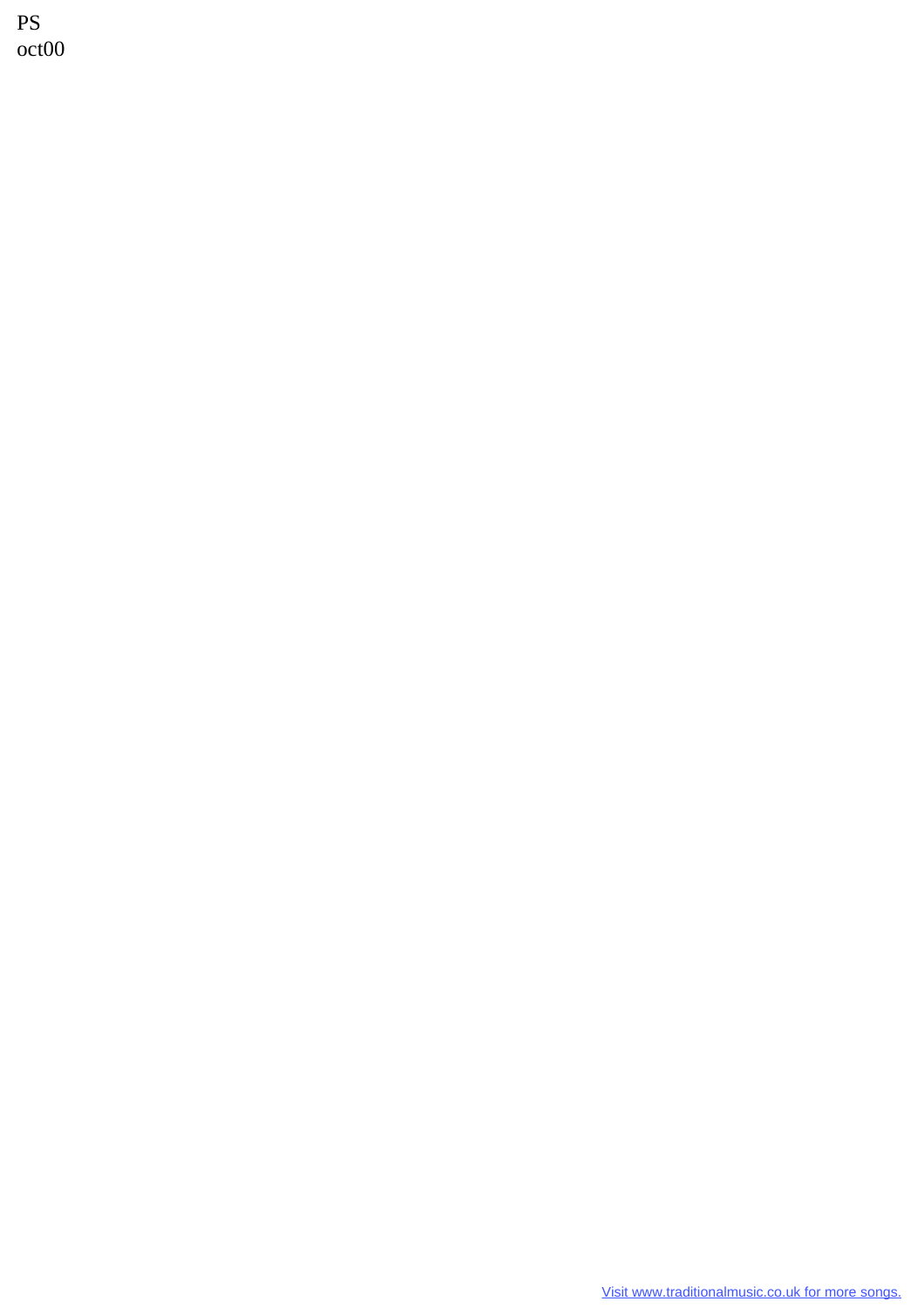PS
oct00

Visit www.traditionalmusic.co.uk for more songs.